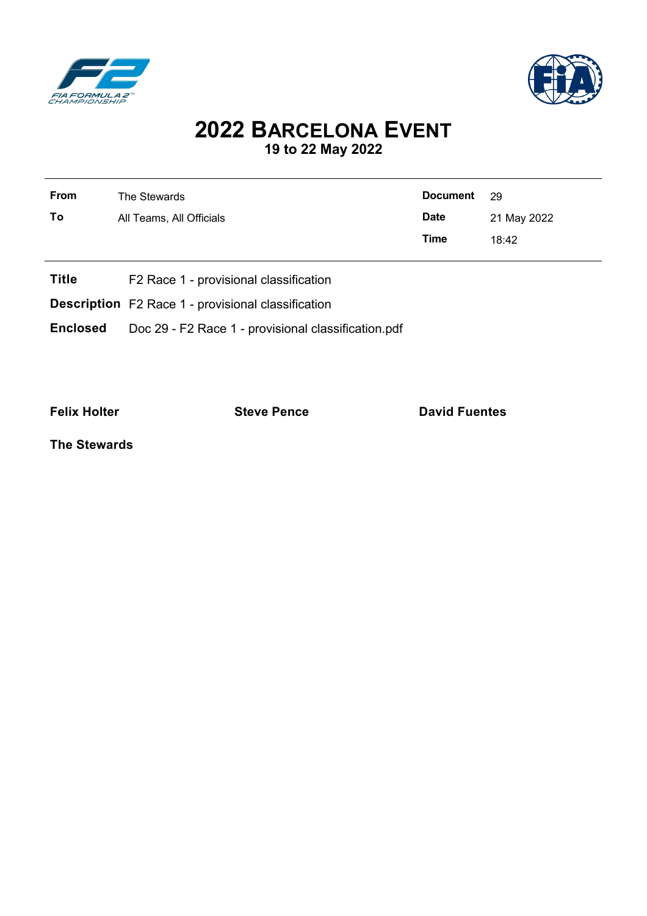# 2022 BARCELONA EVENT

**19 to 22 May 2022**

| | | | |
|---|---|---|---|
| **From** | The Stewards | **Document** | 29 |
| **To** | All Teams, All Officials | **Date** | 21 May 2022 |
| | | **Time** | 18:42 |

**Title** F2 Race 1 - provisional classification

**Description** F2 Race 1 - provisional classification

**Enclosed** Doc 29 - F2 Race 1 - provisional classification.pdf

**Felix Holter** **Steve Pence** **David Fuentes**

**The Stewards**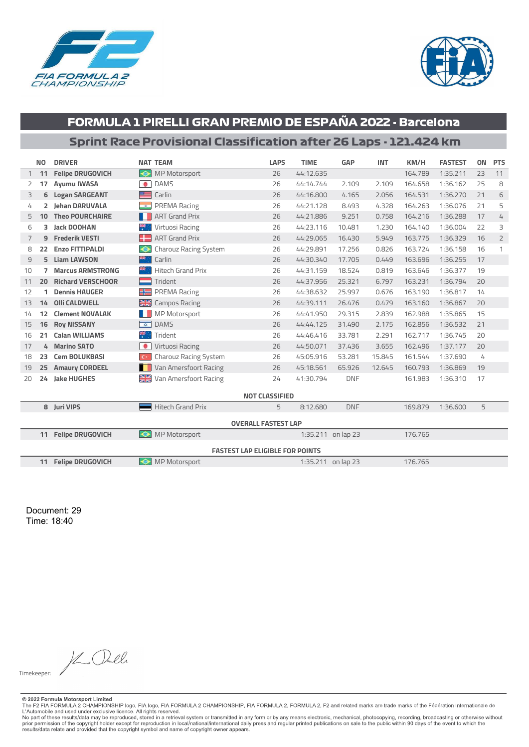# FORMULA 1 PIRELLI GRAN PREMIO DE ESPAÑA 2022 - Barcelona

## Sprint Race Provisional Classification after 26 Laps - 121.424 km

| | NO | DRIVER | NAT | TEAM | LAPS | TIME | GAP | INT | KM/H | FASTEST | ON | PTS |
|---|---|---|---|---|---|---|---|---|---|---|---|---|
| 1 | 11 | **Felipe DRUGOVICH** | | MP Motorsport | 26 | 44:12.635 | | | 164.789 | 1:35.211 | 23 | 11 |
| 2 | 17 | **Ayumu IWASA** | | DAMS | 26 | 44:14.744 | 2.109 | 2.109 | 164.658 | 1:36.162 | 25 | 8 |
| 3 | 6 | **Logan SARGEANT** | | Carlin | 26 | 44:16.800 | 4.165 | 2.056 | 164.531 | 1:36.270 | 21 | 6 |
| 4 | 2 | **Jehan DARUVALA** | | PREMA Racing | 26 | 44:21.128 | 8.493 | 4.328 | 164.263 | 1:36.076 | 21 | 5 |
| 5 | 10 | **Theo POURCHAIRE** | | ART Grand Prix | 26 | 44:21.886 | 9.251 | 0.758 | 164.216 | 1:36.288 | 17 | 4 |
| 6 | 3 | **Jack DOOHAN** | | Virtuosi Racing | 26 | 44:23.116 | 10.481 | 1.230 | 164.140 | 1:36.004 | 22 | 3 |
| 7 | 9 | **Frederik VESTI** | | ART Grand Prix | 26 | 44:29.065 | 16.430 | 5.949 | 163.775 | 1:36.329 | 16 | 2 |
| 8 | 22 | **Enzo FITTIPALDI** | | Charouz Racing System | 26 | 44:29.891 | 17.256 | 0.826 | 163.724 | 1:36.158 | 16 | 1 |
| 9 | 5 | **Liam LAWSON** | | Carlin | 26 | 44:30.340 | 17.705 | 0.449 | 163.696 | 1:36.255 | 17 | |
| 10 | 7 | **Marcus ARMSTRONG** | | Hitech Grand Prix | 26 | 44:31.159 | 18.524 | 0.819 | 163.646 | 1:36.377 | 19 | |
| 11 | 20 | **Richard VERSCHOOR** | | Trident | 26 | 44:37.956 | 25.321 | 6.797 | 163.231 | 1:36.794 | 20 | |
| 12 | 1 | **Dennis HAUGER** | | PREMA Racing | 26 | 44:38.632 | 25.997 | 0.676 | 163.190 | 1:36.817 | 14 | |
| 13 | 14 | **Olli CALDWELL** | | Campos Racing | 26 | 44:39.111 | 26.476 | 0.479 | 163.160 | 1:36.867 | 20 | |
| 14 | 12 | **Clement NOVALAK** | | MP Motorsport | 26 | 44:41.950 | 29.315 | 2.839 | 162.988 | 1:35.865 | 15 | |
| 15 | 16 | **Roy NISSANY** | | DAMS | 26 | 44:44.125 | 31.490 | 2.175 | 162.856 | 1:36.532 | 21 | |
| 16 | 21 | **Calan WILLIAMS** | | Trident | 26 | 44:46.416 | 33.781 | 2.291 | 162.717 | 1:36.745 | 20 | |
| 17 | 4 | **Marino SATO** | | Virtuosi Racing | 26 | 44:50.071 | 37.436 | 3.655 | 162.496 | 1:37.177 | 20 | |
| 18 | 23 | **Cem BOLUKBASI** | | Charouz Racing System | 26 | 45:05.916 | 53.281 | 15.845 | 161.544 | 1:37.690 | 4 | |
| 19 | 25 | **Amaury CORDEEL** | | Van Amersfoort Racing | 26 | 45:18.561 | 65.926 | 12.645 | 160.793 | 1:36.869 | 19 | |
| 20 | 24 | **Jake HUGHES** | | Van Amersfoort Racing | 24 | 41:30.794 | DNF | | 161.983 | 1:36.310 | 17 | |

**NOT CLASSIFIED**

| NO | DRIVER | NAT | TEAM | LAPS | TIME | GAP | KM/H | FASTEST | ON |
|---|---|---|---|---|---|---|---|---|---|
| 8 | **Juri VIPS** | | Hitech Grand Prix | 5 | 8:12.680 | DNF | 169.879 | 1:36.600 | 5 |

**OVERALL FASTEST LAP**

| NO | DRIVER | NAT | TEAM | TIME | LAP | KM/H |
|---|---|---|---|---|---|---|
| 11 | **Felipe DRUGOVICH** | | MP Motorsport | 1:35.211 | on lap 23 | 176.765 |

**FASTEST LAP ELIGIBLE FOR POINTS**

| NO | DRIVER | NAT | TEAM | TIME | LAP | KM/H |
|---|---|---|---|---|---|---|
| 11 | **Felipe DRUGOVICH** | | MP Motorsport | 1:35.211 | on lap 23 | 176.765 |

Document: 29
Time: 18:40

Timekeeper:

© 2022 Formula Motorsport Limited
The F2 FIA FORMULA 2 CHAMPIONSHIP logo, FIA logo, FIA FORMULA 2 CHAMPIONSHIP, FIA FORMULA 2, FORMULA 2, F2 and related marks are trade marks of the Fédération Internationale de L'Automobile and used under exclusive licence. All rights reserved.
No part of these results/data may be reproduced, stored in a retrieval system or transmitted in any form or by any means electronic, mechanical, photocopying, recording, broadcasting or otherwise without prior permission of the copyright holder except for reproduction in local/national/international daily press and regular printed publications on sale to the public within 90 days of the event to which the results/data relate and provided that the copyright symbol and name of copyright owner appears.